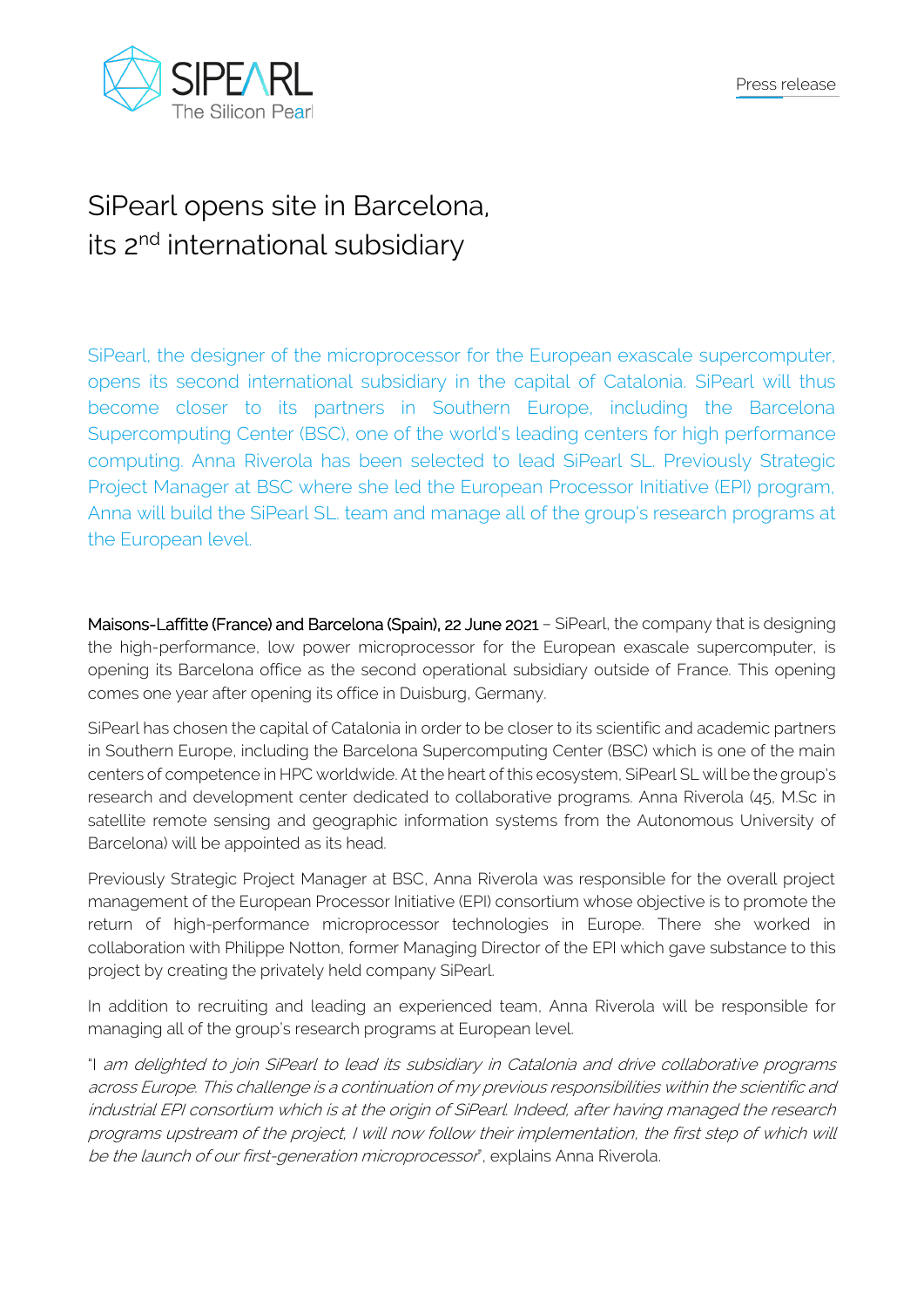Press release

# SiPearl opens site in Barcelona, its 2nd international subsidiary

SiPearl, the designer of the microprocessor for the European exascale supercomputer, opens its second international subsidiary in the capital of Catalonia. SiPearl will thus become closer to its partners in Southern Europe, including the Barcelona Supercomputing Center (BSC), one of the world's leading centers for high performance computing. Anna Riverola has been selected to lead SiPearl SL. Previously Strategic Project Manager at BSC where she led the European Processor Initiative (EPI) program, Anna will build the SiPearl SL. team and manage all of the group's research programs at the European level.

**Maisons-Laffitte (France) and Barcelona (Spain), 22 June 2021** – SiPearl, the company that is designing the high-performance, low power microprocessor for the European exascale supercomputer, is opening its Barcelona office as the second operational subsidiary outside of France. This opening comes one year after opening its office in Duisburg, Germany.

SiPearl has chosen the capital of Catalonia in order to be closer to its scientific and academic partners in Southern Europe, including the Barcelona Supercomputing Center (BSC) which is one of the main centers of competence in HPC worldwide. At the heart of this ecosystem, SiPearl SL will be the group's research and development center dedicated to collaborative programs. Anna Riverola (45, M.Sc in satellite remote sensing and geographic information systems from the Autonomous University of Barcelona) will be appointed as its head.

Previously Strategic Project Manager at BSC, Anna Riverola was responsible for the overall project management of the European Processor Initiative (EPI) consortium whose objective is to promote the return of high-performance microprocessor technologies in Europe. There she worked in collaboration with Philippe Notton, former Managing Director of the EPI which gave substance to this project by creating the privately held company SiPearl.

In addition to recruiting and leading an experienced team, Anna Riverola will be responsible for managing all of the group's research programs at European level.

"*I am delighted to join SiPearl to lead its subsidiary in Catalonia and drive collaborative programs across Europe. This challenge is a continuation of my previous responsibilities within the scientific and industrial EPI consortium which is at the origin of SiPearl. Indeed, after having managed the research programs upstream of the project, I will now follow their implementation, the first step of which will be the launch of our first-generation microprocessor*", explains Anna Riverola.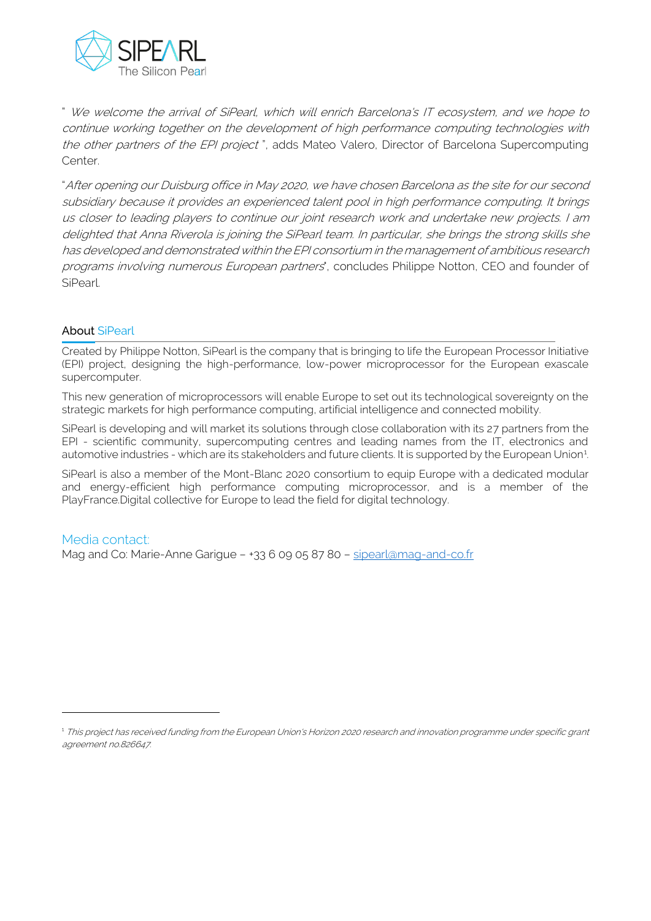" *We welcome the arrival of SiPearl, which will enrich Barcelona's IT ecosystem, and we hope to continue working together on the development of high performance computing technologies with the other partners of the EPI project* ", adds Mateo Valero, Director of Barcelona Supercomputing Center.

"*After opening our Duisburg office in May 2020, we have chosen Barcelona as the site for our second subsidiary because it provides an experienced talent pool in high performance computing. It brings us closer to leading players to continue our joint research work and undertake new projects. I am delighted that Anna Riverola is joining the SiPearl team. In particular, she brings the strong skills she has developed and demonstrated within the EPI consortium in the management of ambitious research programs involving numerous European partners*", concludes Philippe Notton, CEO and founder of SiPearl.

## About SiPearl

Created by Philippe Notton, SiPearl is the company that is bringing to life the European Processor Initiative (EPI) project, designing the high-performance, low-power microprocessor for the European exascale supercomputer.

This new generation of microprocessors will enable Europe to set out its technological sovereignty on the strategic markets for high performance computing, artificial intelligence and connected mobility.

SiPearl is developing and will market its solutions through close collaboration with its 27 partners from the EPI - scientific community, supercomputing centres and leading names from the IT, electronics and automotive industries - which are its stakeholders and future clients. It is supported by the European Union[1].

SiPearl is also a member of the Mont-Blanc 2020 consortium to equip Europe with a dedicated modular and energy-efficient high performance computing microprocessor, and is a member of the PlayFrance.Digital collective for Europe to lead the field for digital technology.

## Media contact:

Mag and Co: Marie-Anne Garigue – +33 6 09 05 87 80 – sipearl@mag-and-co.fr

[1] *This project has received funding from the European Union's Horizon 2020 research and innovation programme under specific grant agreement no.826647.*